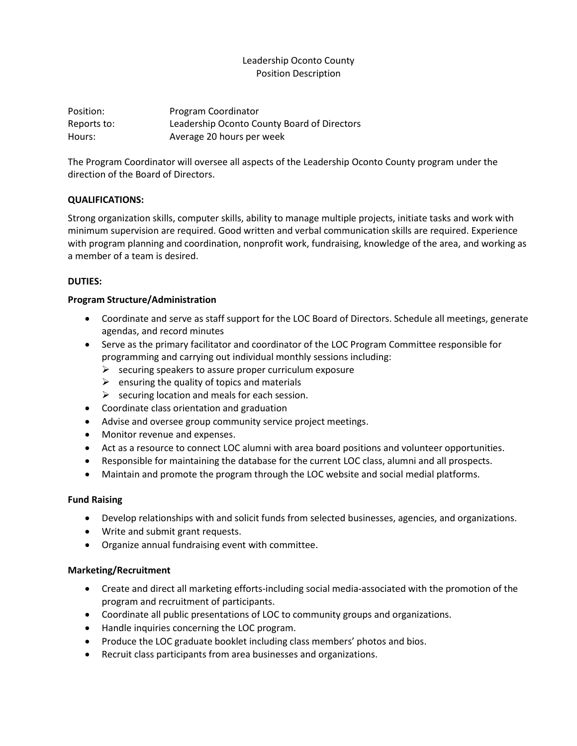Leadership Oconto County
Position Description

Position: Program Coordinator
Reports to: Leadership Oconto County Board of Directors
Hours: Average 20 hours per week

The Program Coordinator will oversee all aspects of the Leadership Oconto County program under the direction of the Board of Directors.

**QUALIFICATIONS:**

Strong organization skills, computer skills, ability to manage multiple projects, initiate tasks and work with minimum supervision are required. Good written and verbal communication skills are required. Experience with program planning and coordination, nonprofit work, fundraising, knowledge of the area, and working as a member of a team is desired.

**DUTIES:**

**Program Structure/Administration**

- Coordinate and serve as staff support for the LOC Board of Directors. Schedule all meetings, generate agendas, and record minutes
- Serve as the primary facilitator and coordinator of the LOC Program Committee responsible for programming and carrying out individual monthly sessions including:
  - securing speakers to assure proper curriculum exposure
  - ensuring the quality of topics and materials
  - securing location and meals for each session.
- Coordinate class orientation and graduation
- Advise and oversee group community service project meetings.
- Monitor revenue and expenses.
- Act as a resource to connect LOC alumni with area board positions and volunteer opportunities.
- Responsible for maintaining the database for the current LOC class, alumni and all prospects.
- Maintain and promote the program through the LOC website and social medial platforms.

**Fund Raising**

- Develop relationships with and solicit funds from selected businesses, agencies, and organizations.
- Write and submit grant requests.
- Organize annual fundraising event with committee.

**Marketing/Recruitment**

- Create and direct all marketing efforts-including social media-associated with the promotion of the program and recruitment of participants.
- Coordinate all public presentations of LOC to community groups and organizations.
- Handle inquiries concerning the LOC program.
- Produce the LOC graduate booklet including class members' photos and bios.
- Recruit class participants from area businesses and organizations.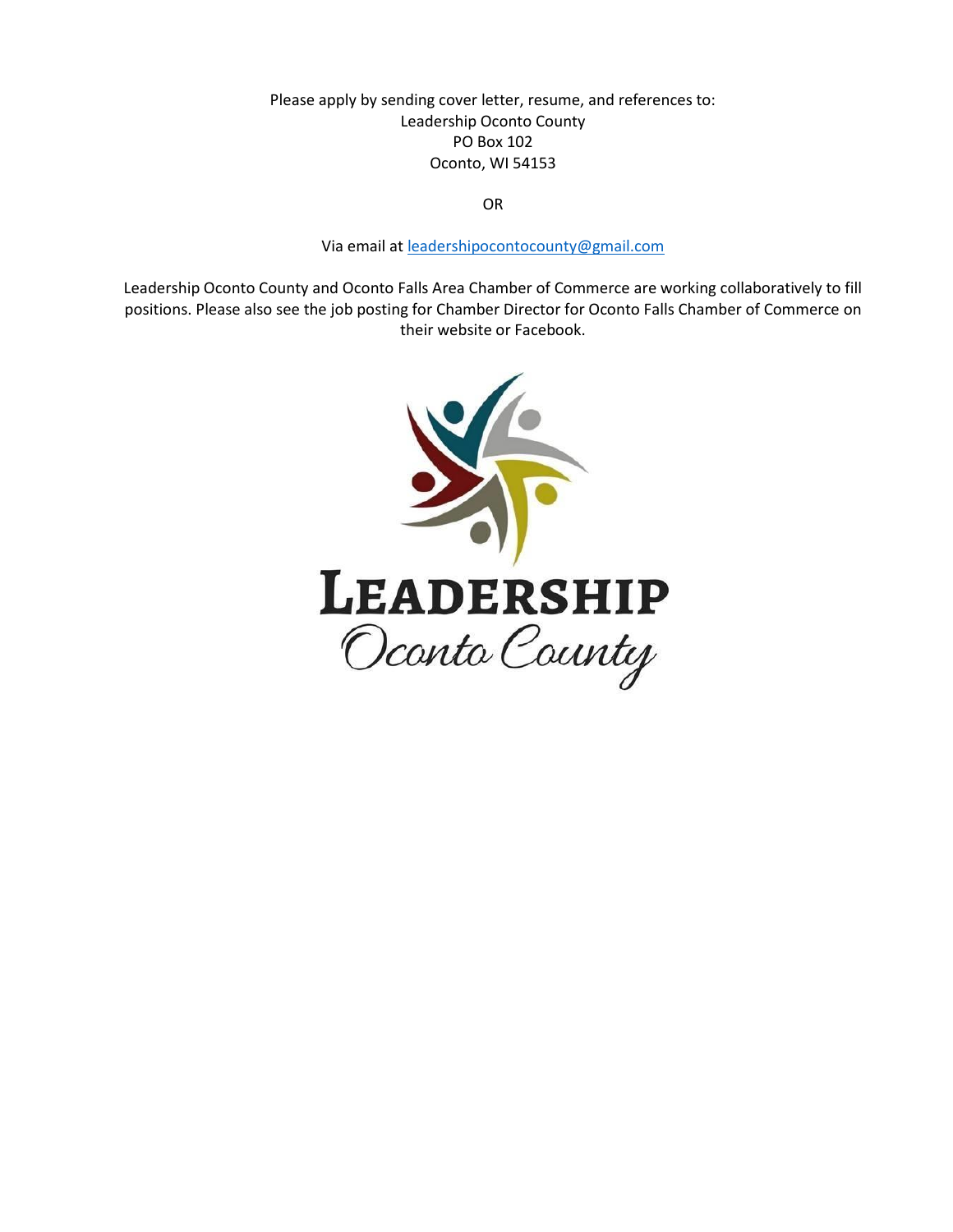Please apply by sending cover letter, resume, and references to:
Leadership Oconto County
PO Box 102
Oconto, WI 54153

OR

Via email at leadershipocontocounty@gmail.com

Leadership Oconto County and Oconto Falls Area Chamber of Commerce are working collaboratively to fill positions. Please also see the job posting for Chamber Director for Oconto Falls Chamber of Commerce on their website or Facebook.

LEADERSHIP
Oconto County